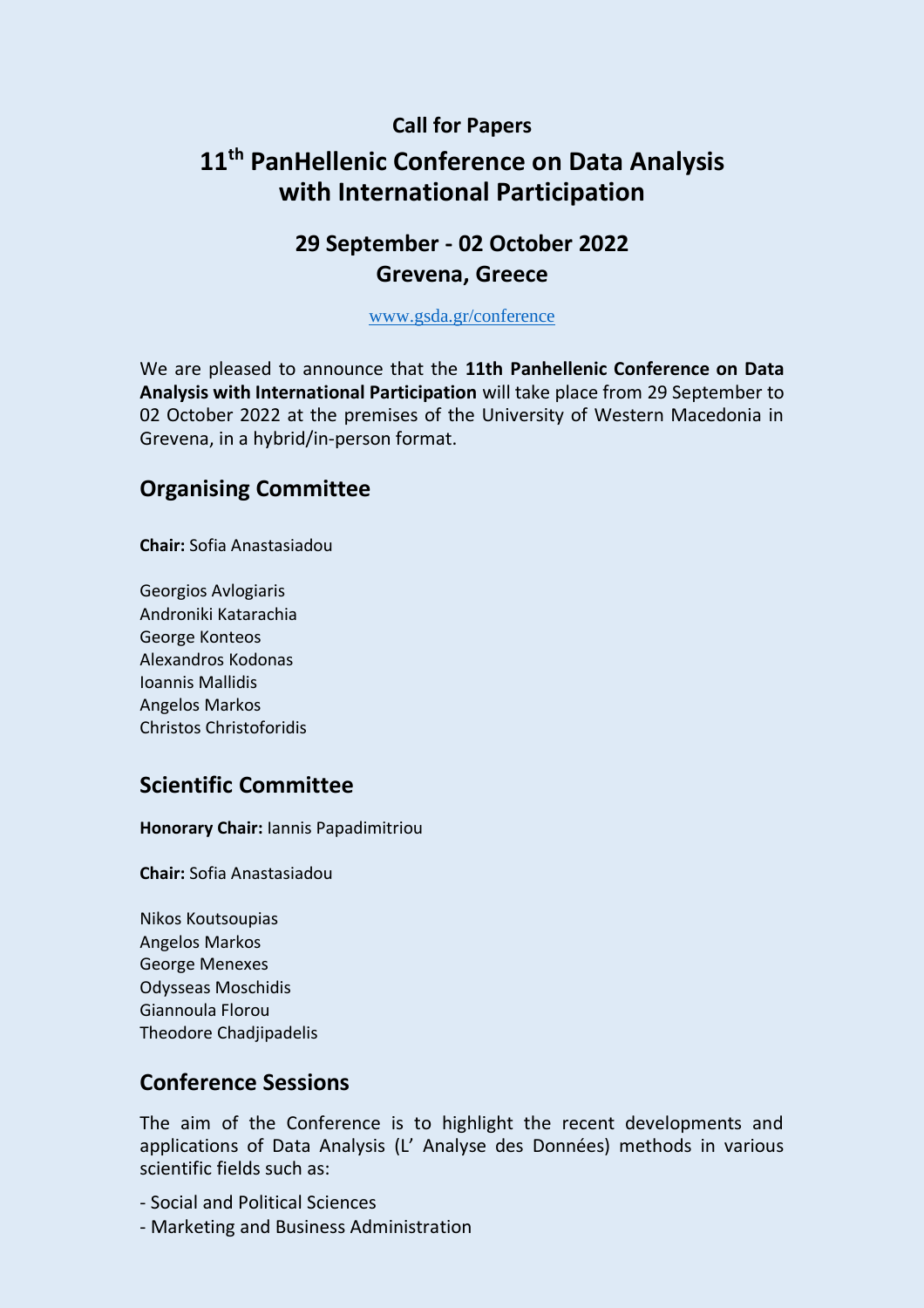**Call for Papers**

# 11th PanHellenic Conference on Data Analysis with International Participation

## 29 September - 02 October 2022
## Grevena, Greece

www.gsda.gr/conference

We are pleased to announce that the **11th Panhellenic Conference on Data Analysis with International Participation** will take place from 29 September to 02 October 2022 at the premises of the University of Western Macedonia in Grevena, in a hybrid/in-person format.

## Organising Committee

**Chair:** Sofia Anastasiadou

Georgios Avlogiaris
Androniki Katarachia
George Konteos
Alexandros Kodonas
Ioannis Mallidis
Angelos Markos
Christos Christoforidis

## Scientific Committee

**Honorary Chair:** Iannis Papadimitriou

**Chair:** Sofia Anastasiadou

Nikos Koutsoupias
Angelos Markos
George Menexes
Odysseas Moschidis
Giannoula Florou
Theodore Chadjipadelis

## Conference Sessions

The aim of the Conference is to highlight the recent developments and applications of Data Analysis (L' Analyse des Données) methods in various scientific fields such as:

- Social and Political Sciences
- Marketing and Business Administration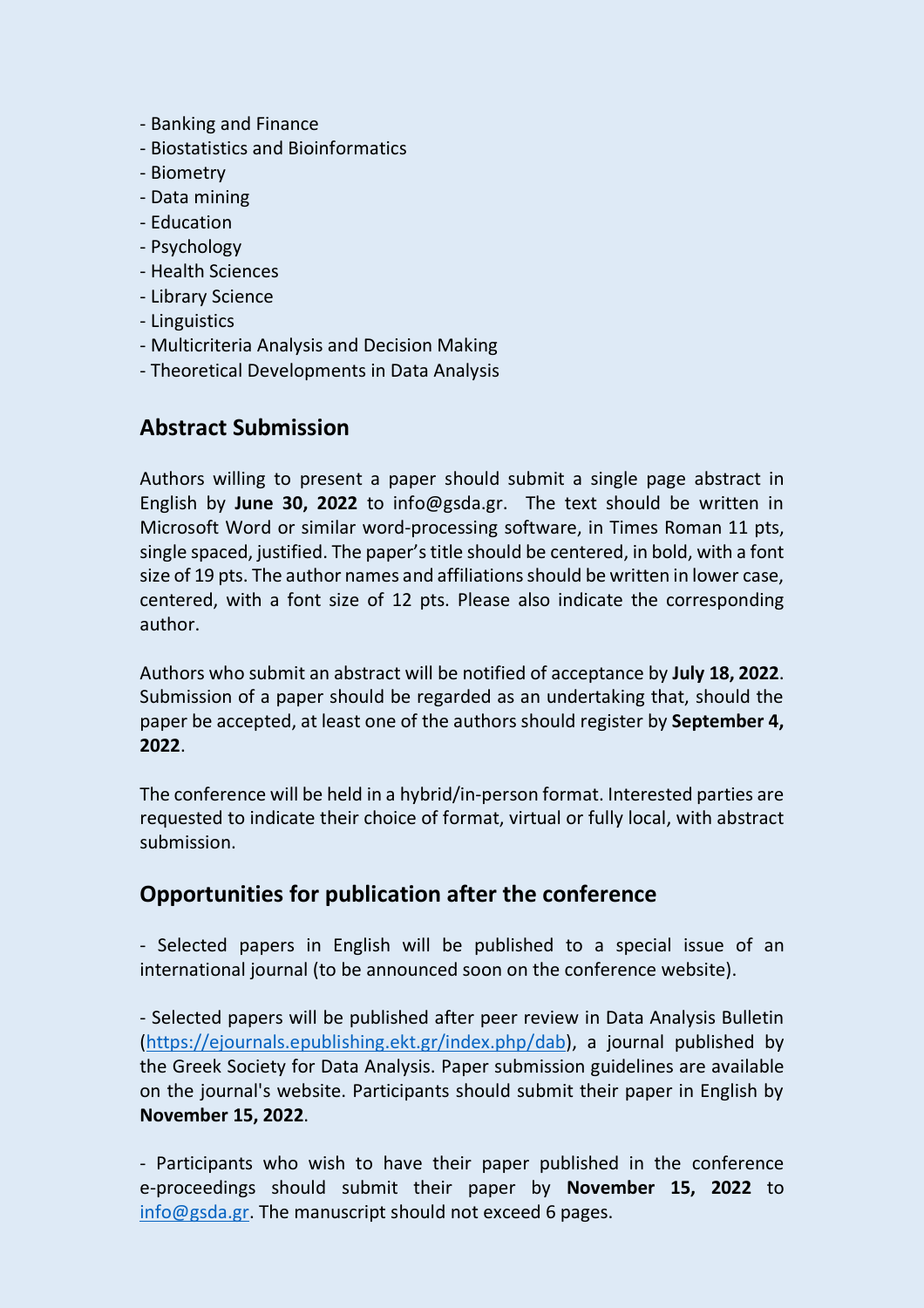- Banking and Finance
- Biostatistics and Bioinformatics
- Biometry
- Data mining
- Education
- Psychology
- Health Sciences
- Library Science
- Linguistics
- Multicriteria Analysis and Decision Making
- Theoretical Developments in Data Analysis

## Abstract Submission

Authors willing to present a paper should submit a single page abstract in English by **June 30, 2022** to info@gsda.gr. The text should be written in Microsoft Word or similar word-processing software, in Times Roman 11 pts, single spaced, justified. The paper's title should be centered, in bold, with a font size of 19 pts. The author names and affiliations should be written in lower case, centered, with a font size of 12 pts. Please also indicate the corresponding author.

Authors who submit an abstract will be notified of acceptance by **July 18, 2022**. Submission of a paper should be regarded as an undertaking that, should the paper be accepted, at least one of the authors should register by **September 4, 2022**.

The conference will be held in a hybrid/in-person format. Interested parties are requested to indicate their choice of format, virtual or fully local, with abstract submission.

## Opportunities for publication after the conference

- Selected papers in English will be published to a special issue of an international journal (to be announced soon on the conference website).

- Selected papers will be published after peer review in Data Analysis Bulletin (https://ejournals.epublishing.ekt.gr/index.php/dab), a journal published by the Greek Society for Data Analysis. Paper submission guidelines are available on the journal's website. Participants should submit their paper in English by **November 15, 2022**.

- Participants who wish to have their paper published in the conference e-proceedings should submit their paper by **November 15, 2022** to info@gsda.gr. The manuscript should not exceed 6 pages.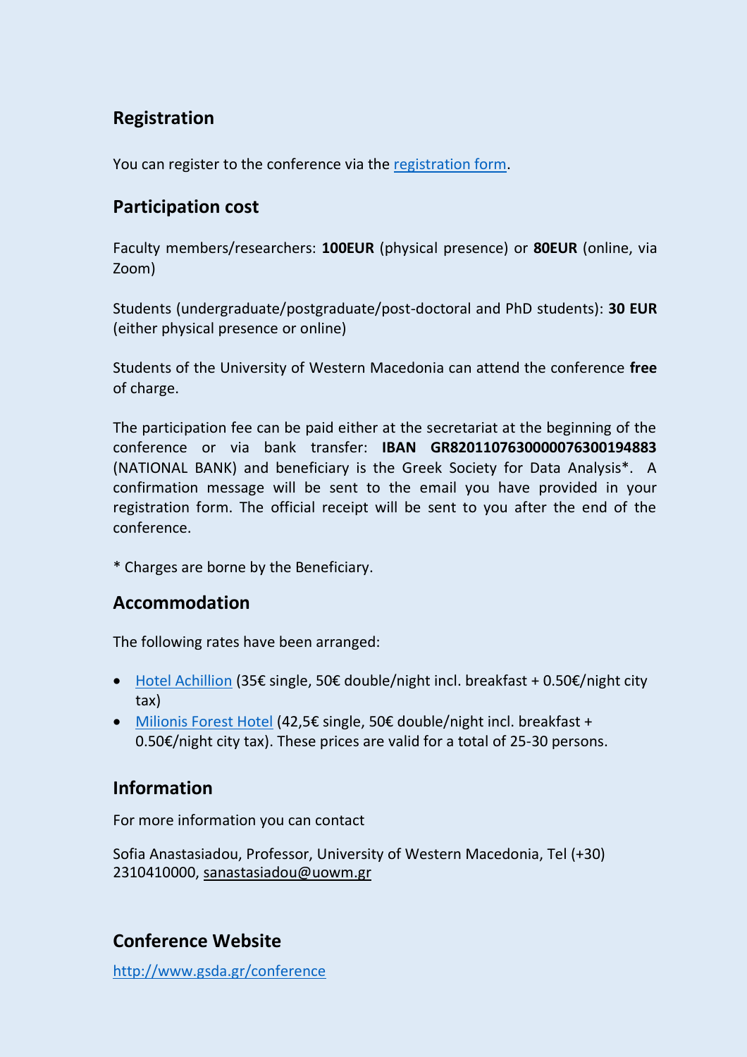## Registration

You can register to the conference via the [registration form](#).

## Participation cost

Faculty members/researchers: **100EUR** (physical presence) or **80EUR** (online, via Zoom)

Students (undergraduate/postgraduate/post-doctoral and PhD students): **30 EUR** (either physical presence or online)

Students of the University of Western Macedonia can attend the conference **free** of charge.

The participation fee can be paid either at the secretariat at the beginning of the conference or via bank transfer: **IBAN GR8201107630000076300194883** (NATIONAL BANK) and beneficiary is the Greek Society for Data Analysis*. A confirmation message will be sent to the email you have provided in your registration form. The official receipt will be sent to you after the end of the conference.

* Charges are borne by the Beneficiary.

## Accommodation

The following rates have been arranged:

- [Hotel Achillion](#) (35€ single, 50€ double/night incl. breakfast + 0.50€/night city tax)
- [Milionis Forest Hotel](#) (42,5€ single, 50€ double/night incl. breakfast + 0.50€/night city tax). These prices are valid for a total of 25-30 persons.

## Information

For more information you can contact

Sofia Anastasiadou, Professor, University of Western Macedonia, Tel (+30) 2310410000, sanastasiadou@uowm.gr

## Conference Website

http://www.gsda.gr/conference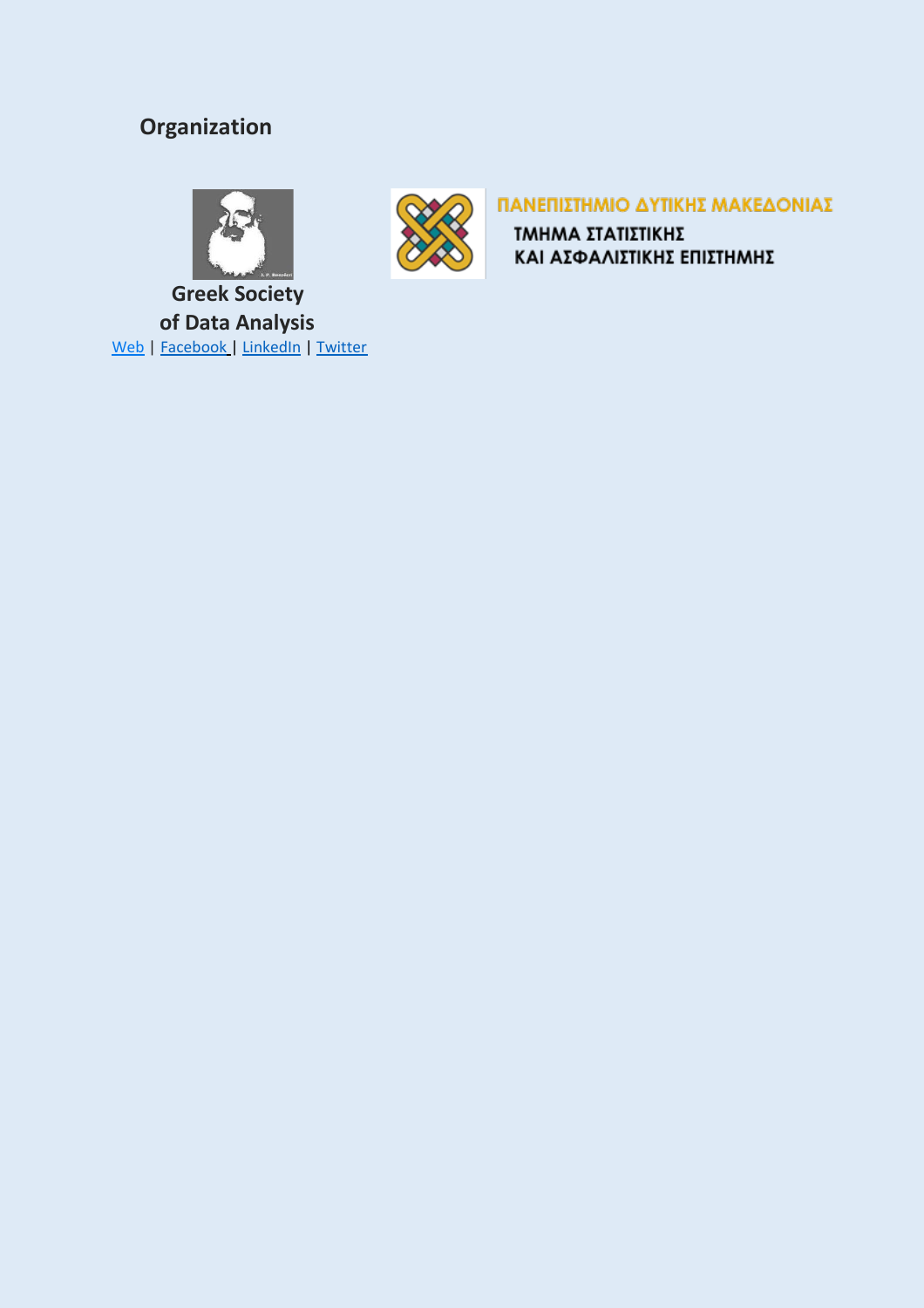## Organization

**Greek Society of Data Analysis**

Web | Facebook | LinkedIn | Twitter

ΠΑΝΕΠΙΣΤΗΜΙΟ ΔΥΤΙΚΗΣ ΜΑΚΕΔΟΝΙΑΣ

ΤΜΗΜΑ ΣΤΑΤΙΣΤΙΚΗΣ ΚΑΙ ΑΣΦΑΛΙΣΤΙΚΗΣ ΕΠΙΣΤΗΜΗΣ